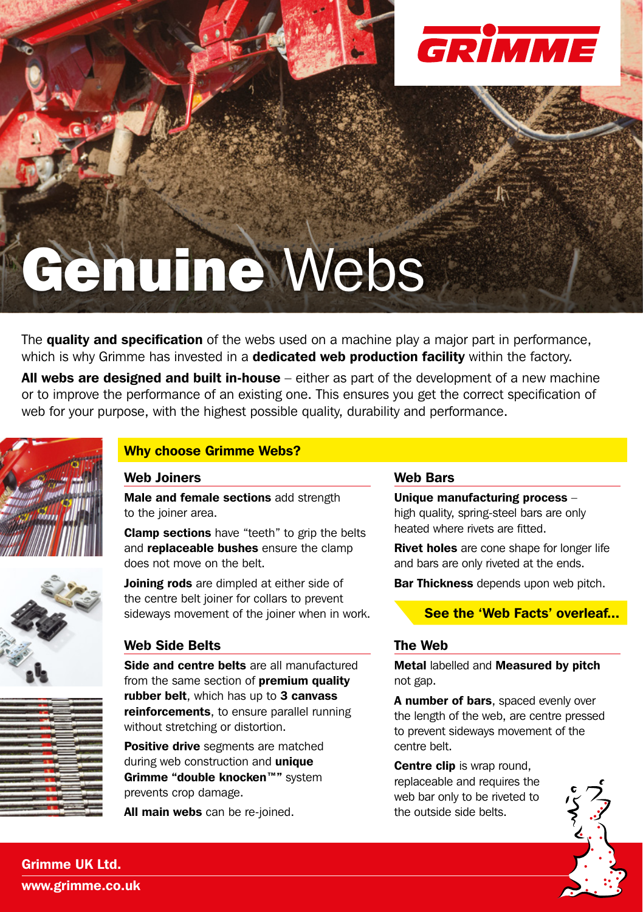# **Genuine** Webs

The **quality and specification** of the webs used on a machine play a major part in performance, which is why Grimme has invested in a **dedicated web production facility** within the factory.

**All webs are designed and built in-house** – either as part of the development of a new machine or to improve the performance of an existing one. This ensures you get the correct specification of web for your purpose, with the highest possible quality, durability and performance.

## Why choose Grimme Webs?

### Web Joiners

**Male and female sections** add strength to the joiner area.

**Clamp sections** have "teeth" to grip the belts and **replaceable bushes** ensure the clamp does not move on the belt.

**Joining rods** are dimpled at either side of the centre belt joiner for collars to prevent sideways movement of the joiner when in work.

### Web Side Belts

**Side and centre belts** are all manufactured from the same section of **premium quality rubber belt**, which has up to **3 canvass reinforcements**, to ensure parallel running without stretching or distortion.

**Positive drive** segments are matched during web construction and **unique Grimme "double knocken™"** system prevents crop damage.

**All main webs** can be re-joined.

### Web Bars

**Unique manufacturing process** – high quality, spring-steel bars are only heated where rivets are fitted.

**Rivet holes** are cone shape for longer life and bars are only riveted at the ends.

**Bar Thickness** depends upon web pitch.

**See the 'Web Facts' overleaf...**

### The Web

**Metal** labelled and **Measured by pitch** not gap.

**A number of bars**, spaced evenly over the length of the web, are centre pressed to prevent sideways movement of the centre belt.

**Centre clip** is wrap round, replaceable and requires the web bar only to be riveted to the outside side belts.

**Grimme UK Ltd.**

**www.grimme.co.uk**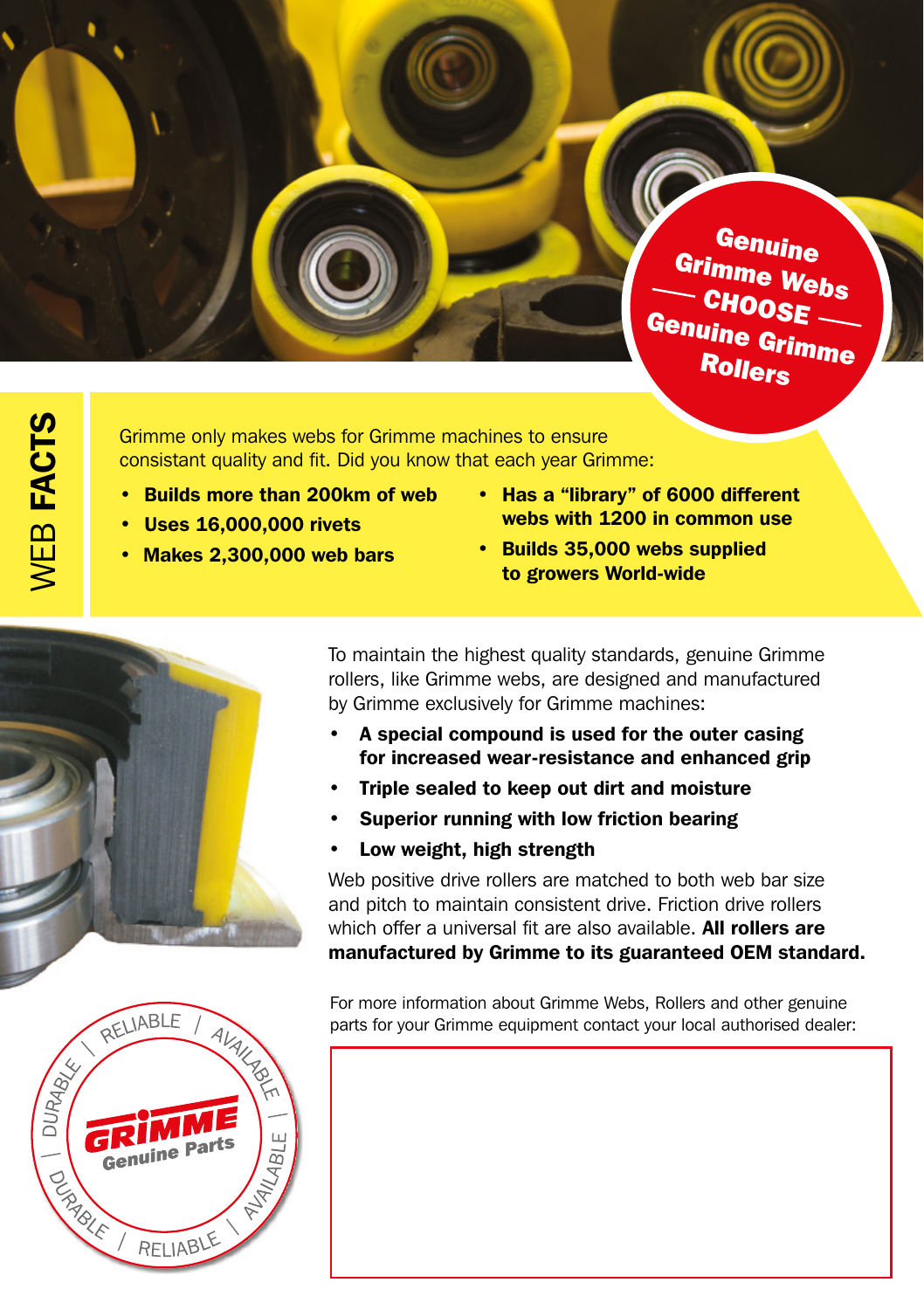**Genuine Grimme Webs — CHOOSE — Genuine Grimme Rollers**

## WEB FACTS

Grimme only makes webs for Grimme machines to ensure consistant quality and fit. Did you know that each year Grimme:

- **Builds more than 200km of web**
- **Uses 16,000,000 rivets**
- **Makes 2,300,000 web bars**
- **Has a "library" of 6000 different webs with 1200 in common use**
- **Builds 35,000 webs supplied to growers World-wide**

To maintain the highest quality standards, genuine Grimme rollers, like Grimme webs, are designed and manufactured by Grimme exclusively for Grimme machines:

- **A special compound is used for the outer casing for increased wear-resistance and enhanced grip**
- **Triple sealed to keep out dirt and moisture**
- **Superior running with low friction bearing**
- **Low weight, high strength**

Web positive drive rollers are matched to both web bar size and pitch to maintain consistent drive. Friction drive rollers which offer a universal fit are also available. **All rollers are manufactured by Grimme to its guaranteed OEM standard.**

For more information about Grimme Webs, Rollers and other genuine parts for your Grimme equipment contact your local authorised dealer:

RELIABLE | AVAILABLE | DURABLE

GRIMME Genuine Parts